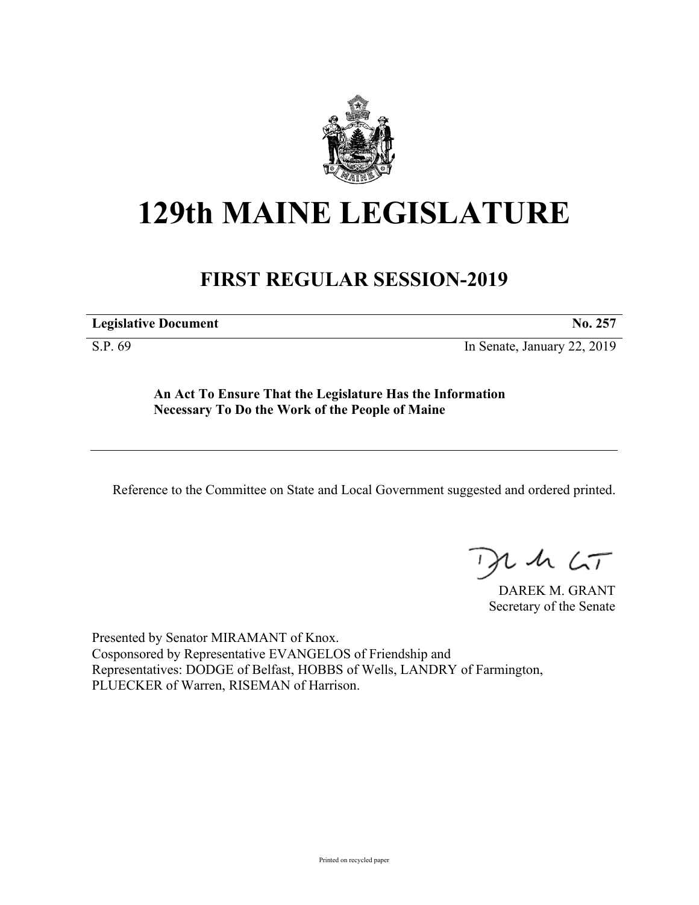# 129th MAINE LEGISLATURE

## FIRST REGULAR SESSION-2019

**Legislative Document** **No. 257**

S.P. 69 In Senate, January 22, 2019

**An Act To Ensure That the Legislature Has the Information Necessary To Do the Work of the People of Maine**

Reference to the Committee on State and Local Government suggested and ordered printed.

DAREK M. GRANT
Secretary of the Senate

Presented by Senator MIRAMANT of Knox.
Cosponsored by Representative EVANGELOS of Friendship and
Representatives: DODGE of Belfast, HOBBS of Wells, LANDRY of Farmington, PLUECKER of Warren, RISEMAN of Harrison.

Printed on recycled paper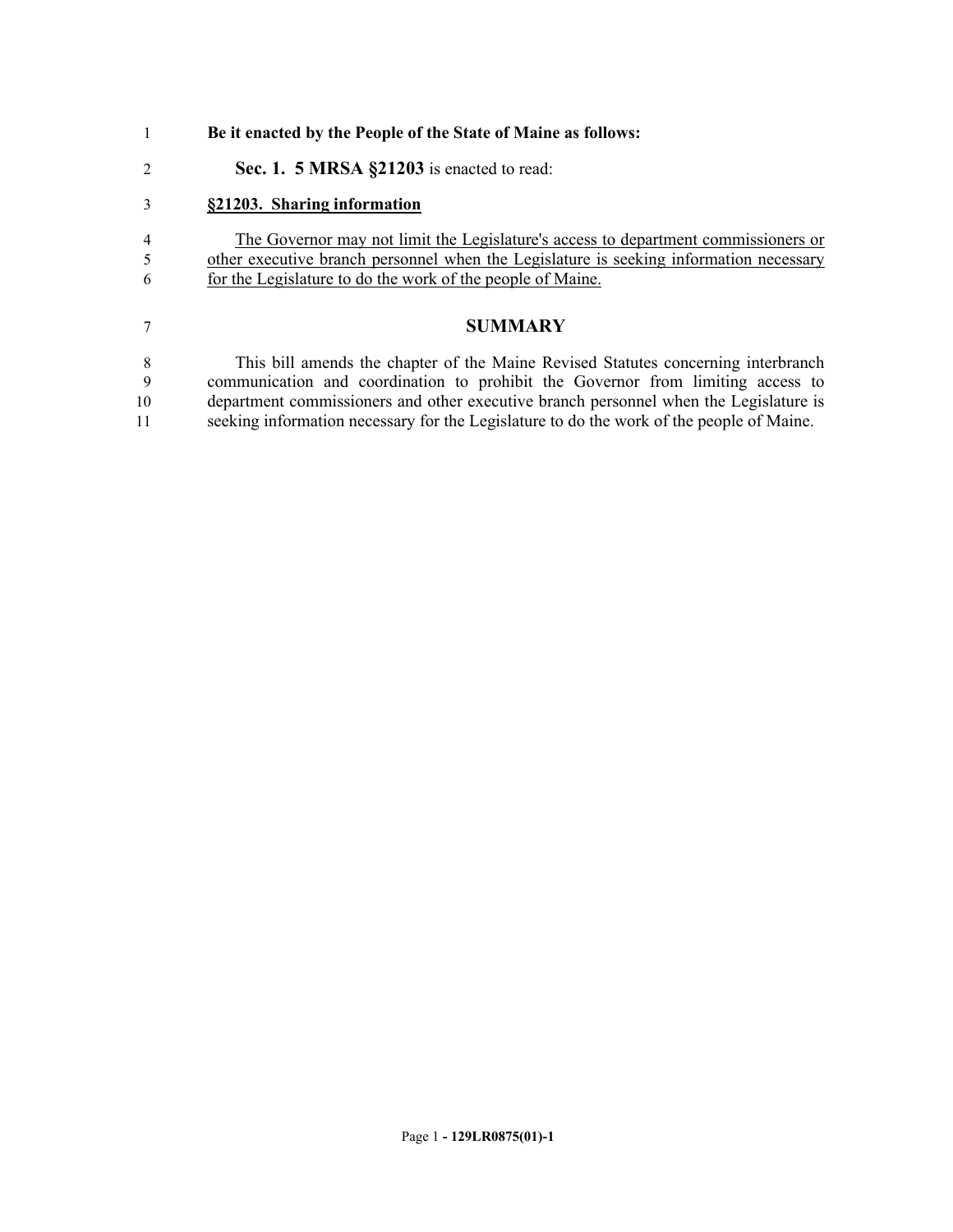**Be it enacted by the People of the State of Maine as follows:**

**Sec. 1. 5 MRSA §21203** is enacted to read:

**§21203. Sharing information**

The Governor may not limit the Legislature's access to department commissioners or other executive branch personnel when the Legislature is seeking information necessary for the Legislature to do the work of the people of Maine.

## SUMMARY

This bill amends the chapter of the Maine Revised Statutes concerning interbranch communication and coordination to prohibit the Governor from limiting access to department commissioners and other executive branch personnel when the Legislature is seeking information necessary for the Legislature to do the work of the people of Maine.